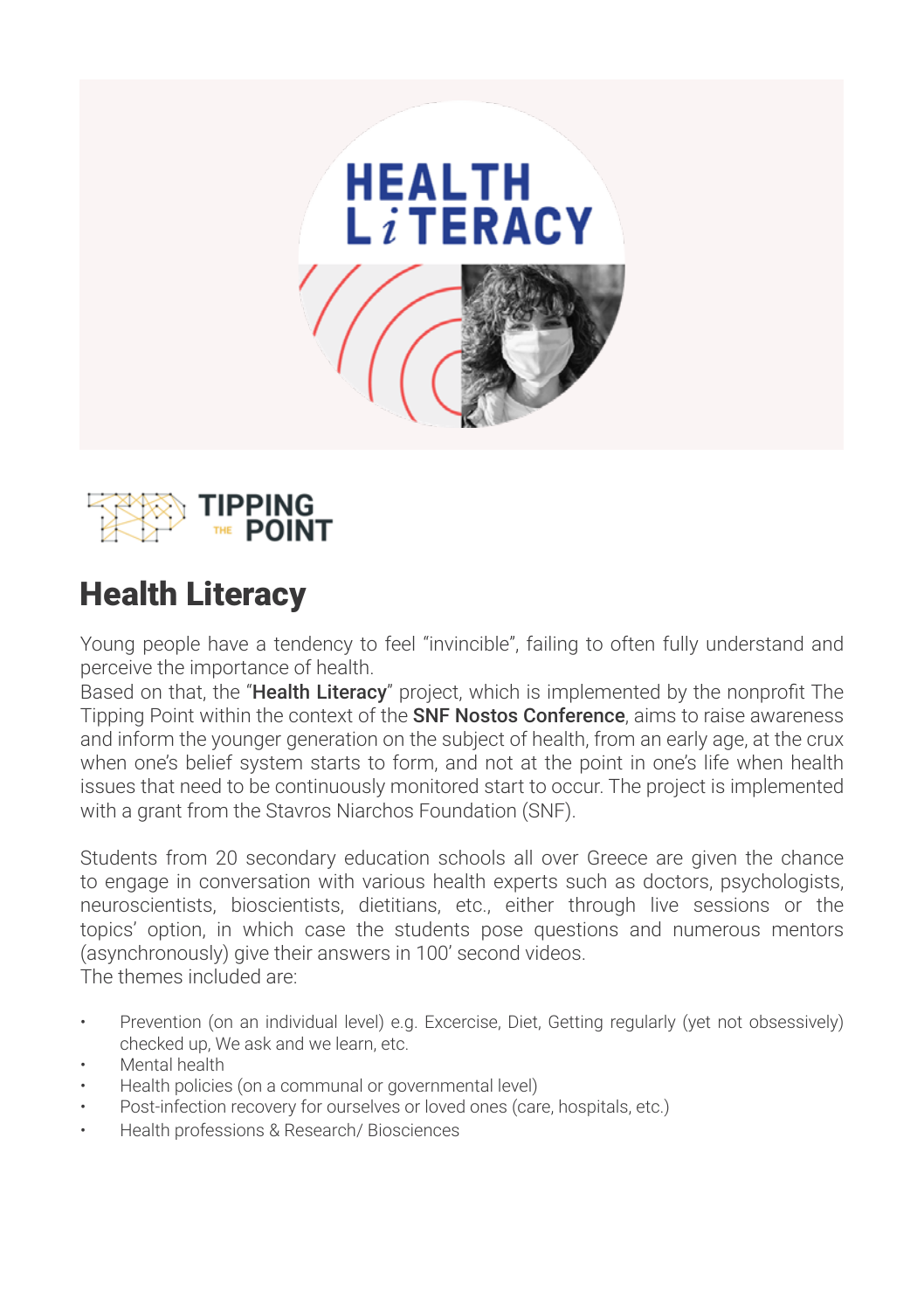# Health Literacy

Young people have a tendency to feel "invincible", failing to often fully understand and perceive the importance of health.
Based on that, the "**Health Literacy**" project, which is implemented by the nonprofit The Tipping Point within the context of the **SNF Nostos Conference**, aims to raise awareness and inform the younger generation on the subject of health, from an early age, at the crux when one's belief system starts to form, and not at the point in one's life when health issues that need to be continuously monitored start to occur. The project is implemented with a grant from the Stavros Niarchos Foundation (SNF).

Students from 20 secondary education schools all over Greece are given the chance to engage in conversation with various health experts such as doctors, psychologists, neuroscientists, bioscientists, dietitians, etc., either through live sessions or the topics' option, in which case the students pose questions and numerous mentors (asynchronously) give their answers in 100' second videos.
The themes included are:

- Prevention (on an individual level) e.g. Excercise, Diet, Getting regularly (yet not obsessively) checked up, We ask and we learn, etc.
- Mental health
- Health policies (on a communal or governmental level)
- Post-infection recovery for ourselves or loved ones (care, hospitals, etc.)
- Health professions & Research/ Biosciences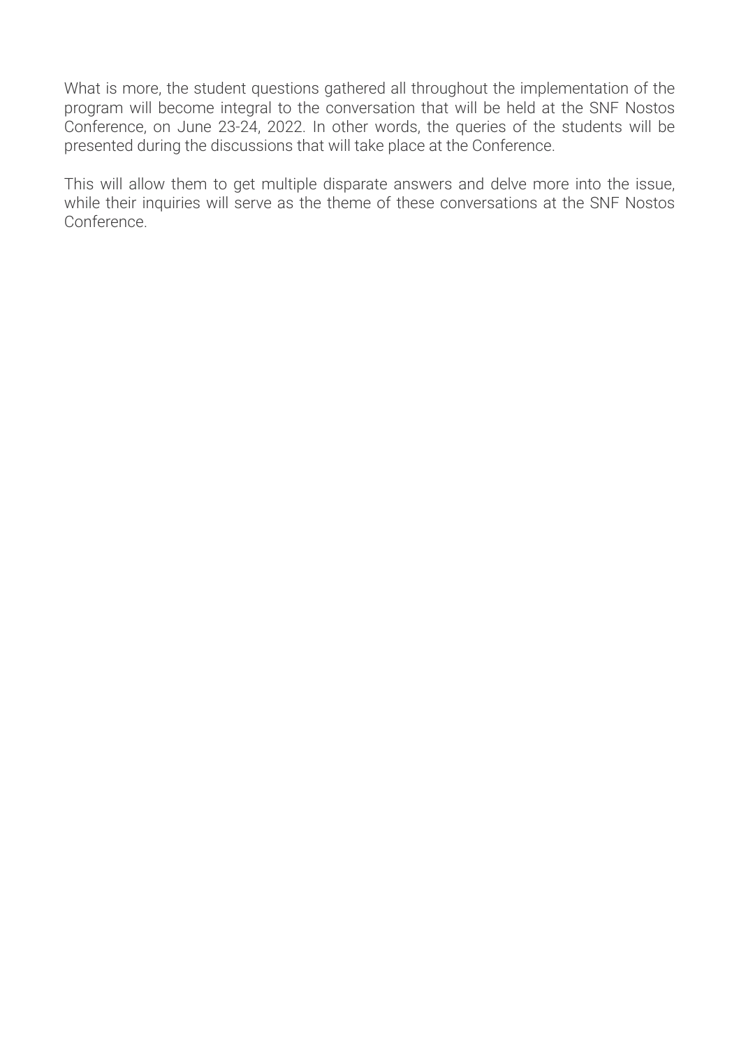What is more, the student questions gathered all throughout the implementation of the program will become integral to the conversation that will be held at the SNF Nostos Conference, on June 23-24, 2022. In other words, the queries of the students will be presented during the discussions that will take place at the Conference.

This will allow them to get multiple disparate answers and delve more into the issue, while their inquiries will serve as the theme of these conversations at the SNF Nostos Conference.